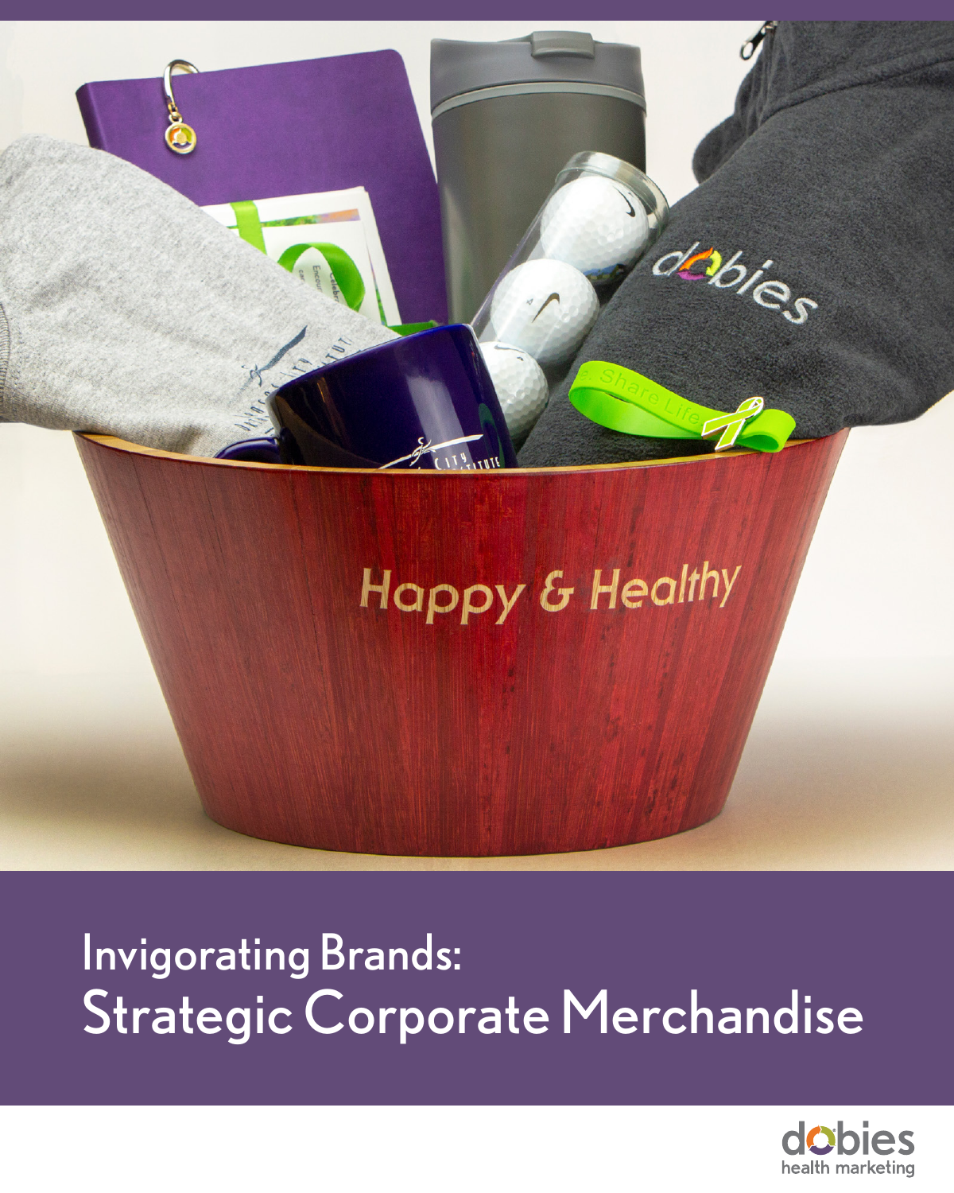# Invigorating Brands:
## Strategic Corporate Merchandise

dobies
health marketing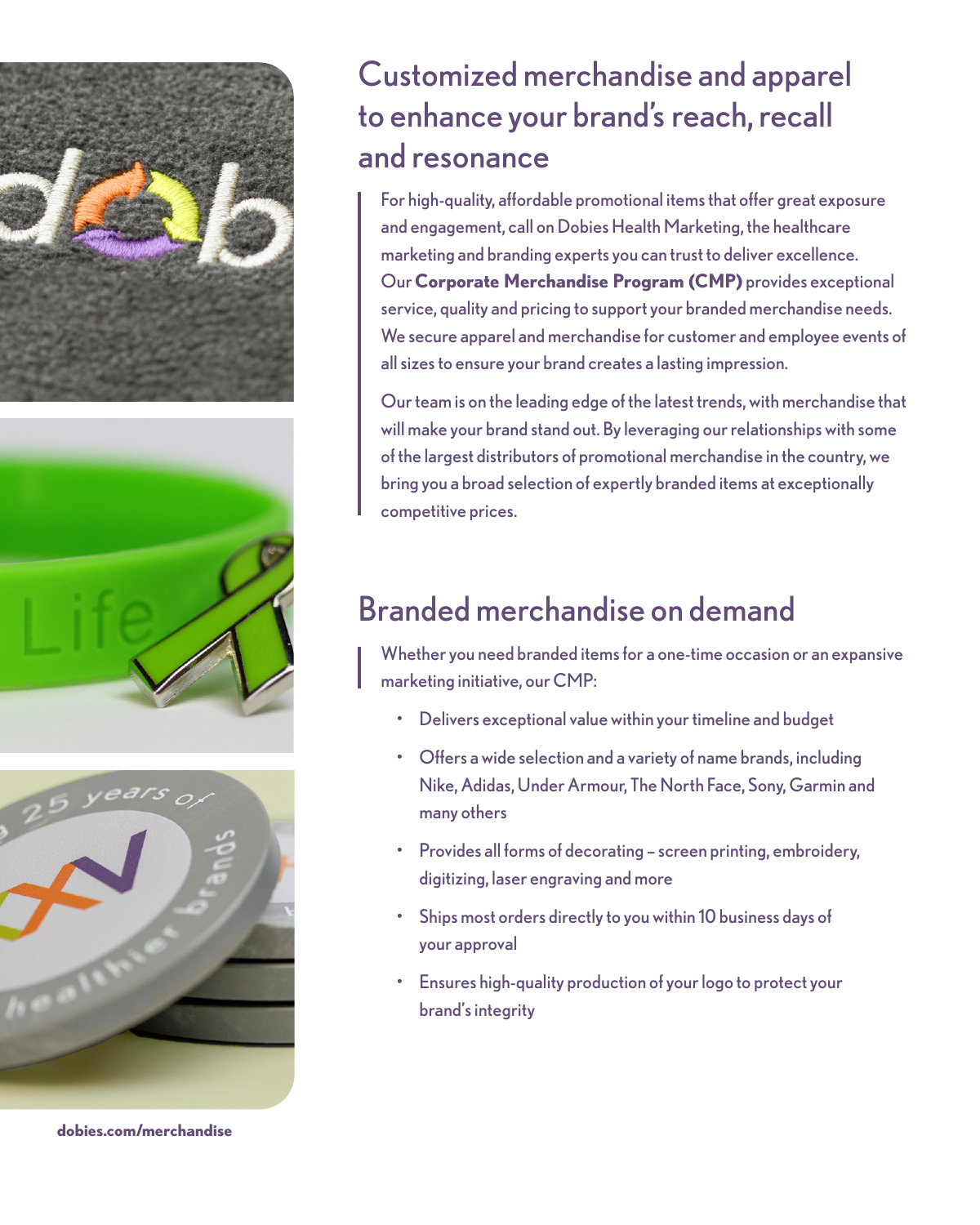# Customized merchandise and apparel to enhance your brand's reach, recall and resonance

For high-quality, affordable promotional items that offer great exposure and engagement, call on Dobies Health Marketing, the healthcare marketing and branding experts you can trust to deliver excellence. Our **Corporate Merchandise Program (CMP)** provides exceptional service, quality and pricing to support your branded merchandise needs. We secure apparel and merchandise for customer and employee events of all sizes to ensure your brand creates a lasting impression.

Our team is on the leading edge of the latest trends, with merchandise that will make your brand stand out. By leveraging our relationships with some of the largest distributors of promotional merchandise in the country, we bring you a broad selection of expertly branded items at exceptionally competitive prices.

# Branded merchandise on demand

Whether you need branded items for a one-time occasion or an expansive marketing initiative, our CMP:

- Delivers exceptional value within your timeline and budget
- Offers a wide selection and a variety of name brands, including Nike, Adidas, Under Armour, The North Face, Sony, Garmin and many others
- Provides all forms of decorating – screen printing, embroidery, digitizing, laser engraving and more
- Ships most orders directly to you within 10 business days of your approval
- Ensures high-quality production of your logo to protect your brand's integrity

**dobies.com/merchandise**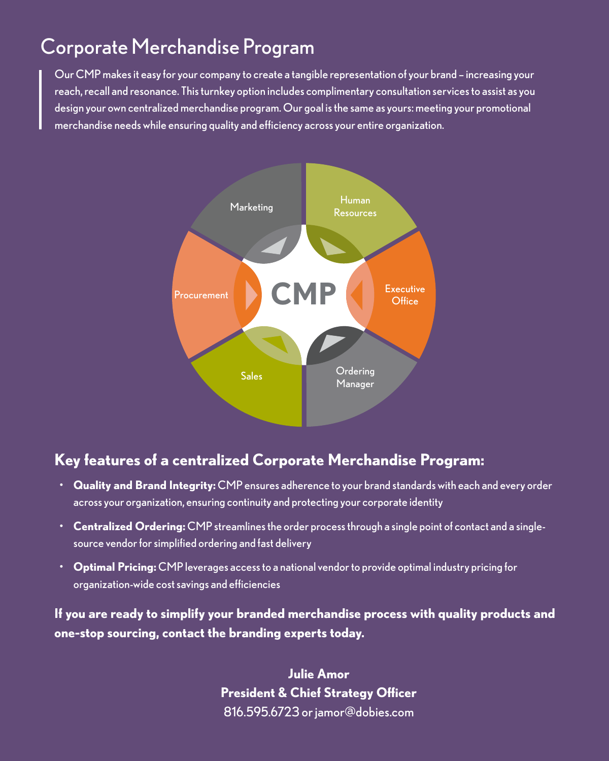# Corporate Merchandise Program

Our CMP makes it easy for your company to create a tangible representation of your brand – increasing your reach, recall and resonance. This turnkey option includes complimentary consultation services to assist as you design your own centralized merchandise program. Our goal is the same as yours: meeting your promotional merchandise needs while ensuring quality and efficiency across your entire organization.

Marketing

Human Resources

Procurement

CMP

Executive Office

Sales

Ordering Manager

## Key features of a centralized Corporate Merchandise Program:

- **Quality and Brand Integrity:** CMP ensures adherence to your brand standards with each and every order across your organization, ensuring continuity and protecting your corporate identity
- **Centralized Ordering:** CMP streamlines the order process through a single point of contact and a single-source vendor for simplified ordering and fast delivery
- **Optimal Pricing:** CMP leverages access to a national vendor to provide optimal industry pricing for organization-wide cost savings and efficiencies

**If you are ready to simplify your branded merchandise process with quality products and one-stop sourcing, contact the branding experts today.**

**Julie Amor**
**President & Chief Strategy Officer**
816.595.6723 or jamor@dobies.com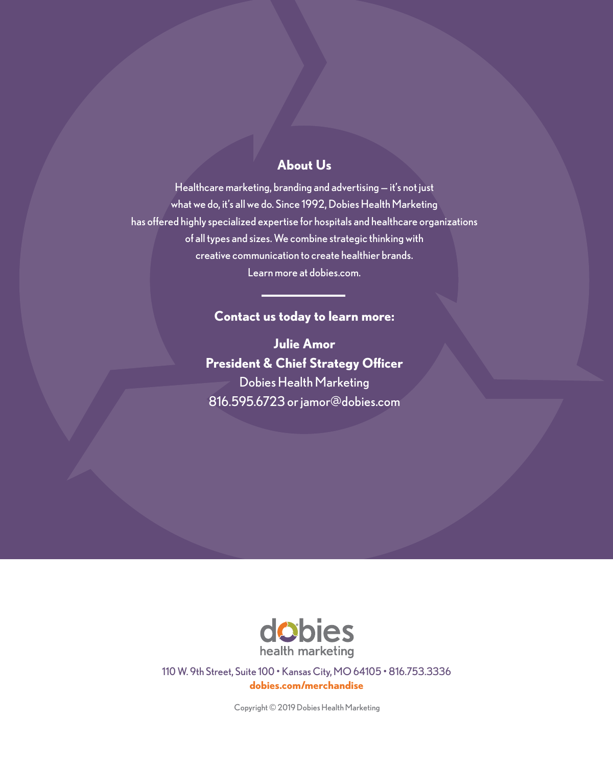## About Us

Healthcare marketing, branding and advertising — it's not just what we do, it's all we do. Since 1992, Dobies Health Marketing has offered highly specialized expertise for hospitals and healthcare organizations of all types and sizes. We combine strategic thinking with creative communication to create healthier brands. Learn more at dobies.com.

---

**Contact us today to learn more:**

**Julie Amor**
**President & Chief Strategy Officer**
Dobies Health Marketing
816.595.6723 or jamor@dobies.com

dobies health marketing

110 W. 9th Street, Suite 100 • Kansas City, MO 64105 • 816.753.3336
**dobies.com/merchandise**

Copyright © 2019 Dobies Health Marketing